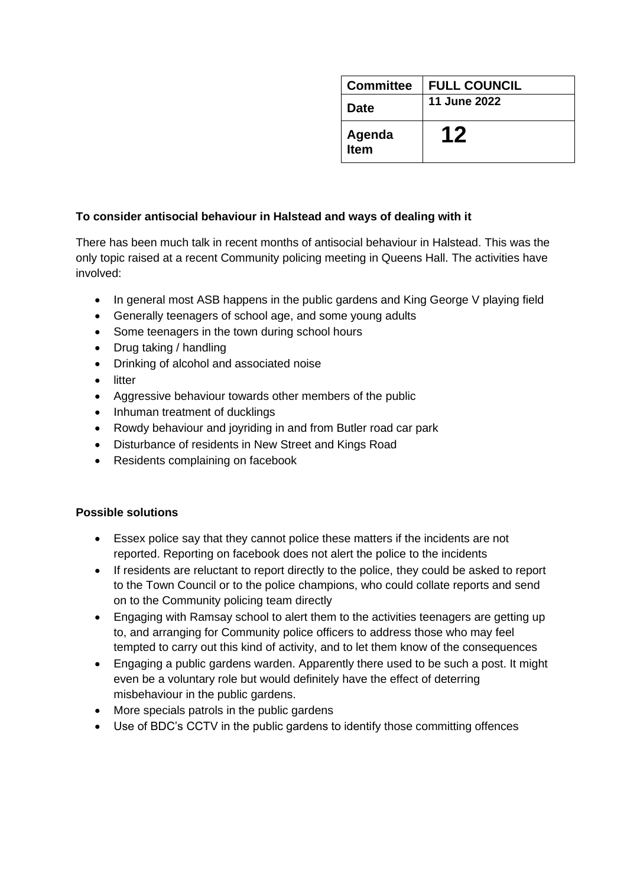| Committee | FULL COUNCIL |
| --- | --- |
| Date | 11 June 2022 |
| Agenda Item | 12 |

**To consider antisocial behaviour in Halstead and ways of dealing with it**

There has been much talk in recent months of antisocial behaviour in Halstead. This was the only topic raised at a recent Community policing meeting in Queens Hall. The activities have involved:

- In general most ASB happens in the public gardens and King George V playing field
- Generally teenagers of school age, and some young adults
- Some teenagers in the town during school hours
- Drug taking / handling
- Drinking of alcohol and associated noise
- litter
- Aggressive behaviour towards other members of the public
- Inhuman treatment of ducklings
- Rowdy behaviour and joyriding in and from Butler road car park
- Disturbance of residents in New Street and Kings Road
- Residents complaining on facebook

**Possible solutions**

- Essex police say that they cannot police these matters if the incidents are not reported. Reporting on facebook does not alert the police to the incidents
- If residents are reluctant to report directly to the police, they could be asked to report to the Town Council or to the police champions, who could collate reports and send on to the Community policing team directly
- Engaging with Ramsay school to alert them to the activities teenagers are getting up to, and arranging for Community police officers to address those who may feel tempted to carry out this kind of activity, and to let them know of the consequences
- Engaging a public gardens warden. Apparently there used to be such a post. It might even be a voluntary role but would definitely have the effect of deterring misbehaviour in the public gardens.
- More specials patrols in the public gardens
- Use of BDC's CCTV in the public gardens to identify those committing offences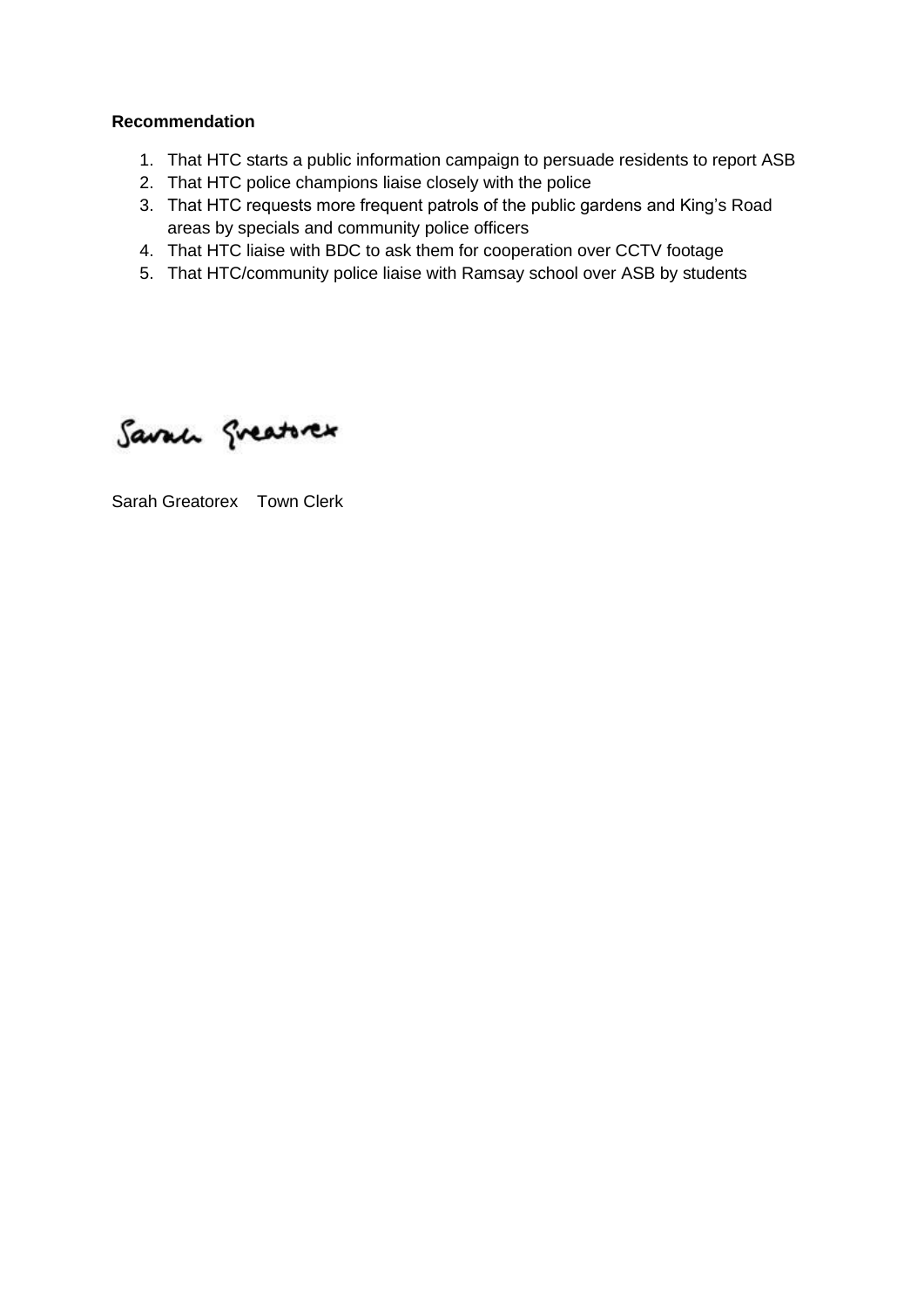**Recommendation**

1. That HTC starts a public information campaign to persuade residents to report ASB
2. That HTC police champions liaise closely with the police
3. That HTC requests more frequent patrols of the public gardens and King's Road areas by specials and community police officers
4. That HTC liaise with BDC to ask them for cooperation over CCTV footage
5. That HTC/community police liaise with Ramsay school over ASB by students

Sarah Greatorex

Sarah Greatorex    Town Clerk